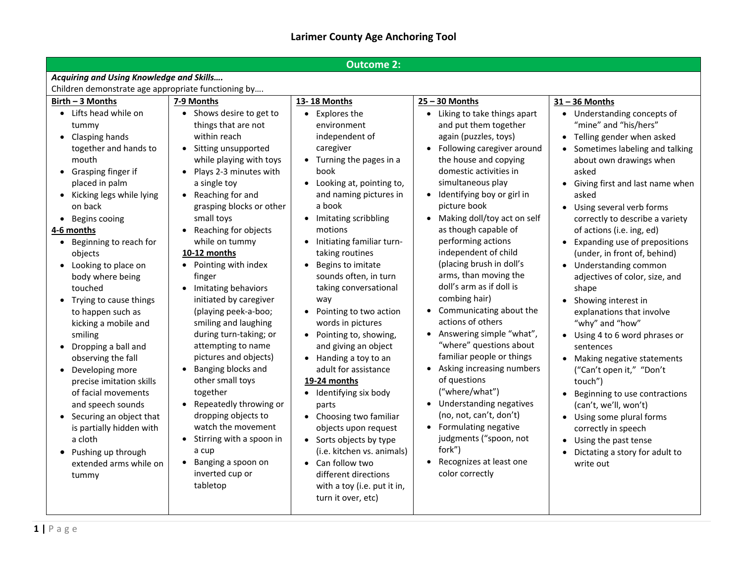# Larimer County Age Anchoring Tool

## Outcome 2:

***Acquiring and Using Knowledge and Skills….***
Children demonstrate age appropriate functioning by….

**Birth – 3 Months**
- Lifts head while on tummy
- Clasping hands together and hands to mouth
- Grasping finger if placed in palm
- Kicking legs while lying on back
- Begins cooing

**4-6 months**
- Beginning to reach for objects
- Looking to place on body where being touched
- Trying to cause things to happen such as kicking a mobile and smiling
- Dropping a ball and observing the fall
- Developing more precise imitation skills of facial movements and speech sounds
- Securing an object that is partially hidden with a cloth
- Pushing up through extended arms while on tummy

**7-9 Months**
- Shows desire to get to things that are not within reach
- Sitting unsupported while playing with toys
- Plays 2-3 minutes with a single toy
- Reaching for and grasping blocks or other small toys
- Reaching for objects while on tummy

**10-12 months**
- Pointing with index finger
- Imitating behaviors initiated by caregiver (playing peek-a-boo; smiling and laughing during turn-taking; or attempting to name pictures and objects)
- Banging blocks and other small toys together
- Repeatedly throwing or dropping objects to watch the movement
- Stirring with a spoon in a cup
- Banging a spoon on inverted cup or tabletop

**13- 18 Months**
- Explores the environment independent of caregiver
- Turning the pages in a book
- Looking at, pointing to, and naming pictures in a book
- Imitating scribbling motions
- Initiating familiar turn-taking routines
- Begins to imitate sounds often, in turn taking conversational way
- Pointing to two action words in pictures
- Pointing to, showing, and giving an object
- Handing a toy to an adult for assistance

**19-24 months**
- Identifying six body parts
- Choosing two familiar objects upon request
- Sorts objects by type (i.e. kitchen vs. animals)
- Can follow two different directions with a toy (i.e. put it in, turn it over, etc)

**25 – 30 Months**
- Liking to take things apart and put them together again (puzzles, toys)
- Following caregiver around the house and copying domestic activities in simultaneous play
- Identifying boy or girl in picture book
- Making doll/toy act on self as though capable of performing actions independent of child (placing brush in doll's arms, than moving the doll's arm as if doll is combing hair)
- Communicating about the actions of others
- Answering simple "what", "where" questions about familiar people or things
- Asking increasing numbers of questions ("where/what")
- Understanding negatives (no, not, can't, don't)
- Formulating negative judgments ("spoon, not fork")
- Recognizes at least one color correctly

**31 – 36 Months**
- Understanding concepts of "mine" and "his/hers"
- Telling gender when asked
- Sometimes labeling and talking about own drawings when asked
- Giving first and last name when asked
- Using several verb forms correctly to describe a variety of actions (i.e. ing, ed)
- Expanding use of prepositions (under, in front of, behind)
- Understanding common adjectives of color, size, and shape
- Showing interest in explanations that involve "why" and "how"
- Using 4 to 6 word phrases or sentences
- Making negative statements ("Can't open it," "Don't touch")
- Beginning to use contractions (can't, we'll, won't)
- Using some plural forms correctly in speech
- Using the past tense
- Dictating a story for adult to write out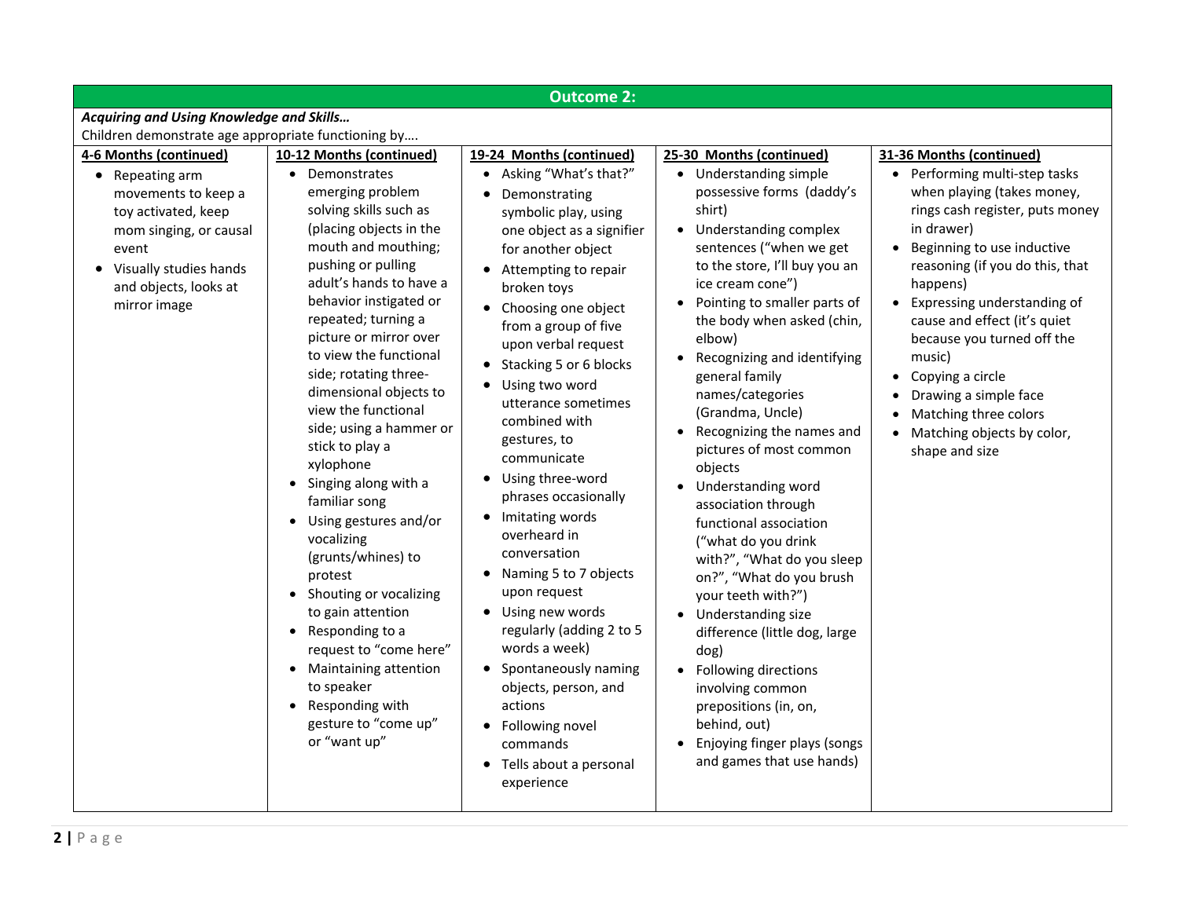| Outcome 2: | | | | |
|---|---|---|---|---|
| ***Acquiring and Using Knowledge and Skills…*** Children demonstrate age appropriate functioning by…. | | | | |
| **4-6 Months (continued)** | **10-12 Months (continued)** | **19-24 Months (continued)** | **25-30 Months (continued)** | **31-36 Months (continued)** |
| • Repeating arm movements to keep a toy activated, keep mom singing, or causal event<br>• Visually studies hands and objects, looks at mirror image | • Demonstrates emerging problem solving skills such as (placing objects in the mouth and mouthing; pushing or pulling adult's hands to have a behavior instigated or repeated; turning a picture or mirror over to view the functional side; rotating three-dimensional objects to view the functional side; using a hammer or stick to play a xylophone<br>• Singing along with a familiar song<br>• Using gestures and/or vocalizing (grunts/whines) to protest<br>• Shouting or vocalizing to gain attention<br>• Responding to a request to "come here"<br>• Maintaining attention to speaker<br>• Responding with gesture to "come up" or "want up" | • Asking "What's that?"<br>• Demonstrating symbolic play, using one object as a signifier for another object<br>• Attempting to repair broken toys<br>• Choosing one object from a group of five upon verbal request<br>• Stacking 5 or 6 blocks<br>• Using two word utterance sometimes combined with gestures, to communicate<br>• Using three-word phrases occasionally<br>• Imitating words overheard in conversation<br>• Naming 5 to 7 objects upon request<br>• Using new words regularly (adding 2 to 5 words a week)<br>• Spontaneously naming objects, person, and actions<br>• Following novel commands<br>• Tells about a personal experience | • Understanding simple possessive forms (daddy's shirt)<br>• Understanding complex sentences ("when we get to the store, I'll buy you an ice cream cone")<br>• Pointing to smaller parts of the body when asked (chin, elbow)<br>• Recognizing and identifying general family names/categories (Grandma, Uncle)<br>• Recognizing the names and pictures of most common objects<br>• Understanding word association through functional association ("what do you drink with?", "What do you sleep on?", "What do you brush your teeth with?")<br>• Understanding size difference (little dog, large dog)<br>• Following directions involving common prepositions (in, on, behind, out)<br>• Enjoying finger plays (songs and games that use hands) | • Performing multi-step tasks when playing (takes money, rings cash register, puts money in drawer)<br>• Beginning to use inductive reasoning (if you do this, that happens)<br>• Expressing understanding of cause and effect (it's quiet because you turned off the music)<br>• Copying a circle<br>• Drawing a simple face<br>• Matching three colors<br>• Matching objects by color, shape and size |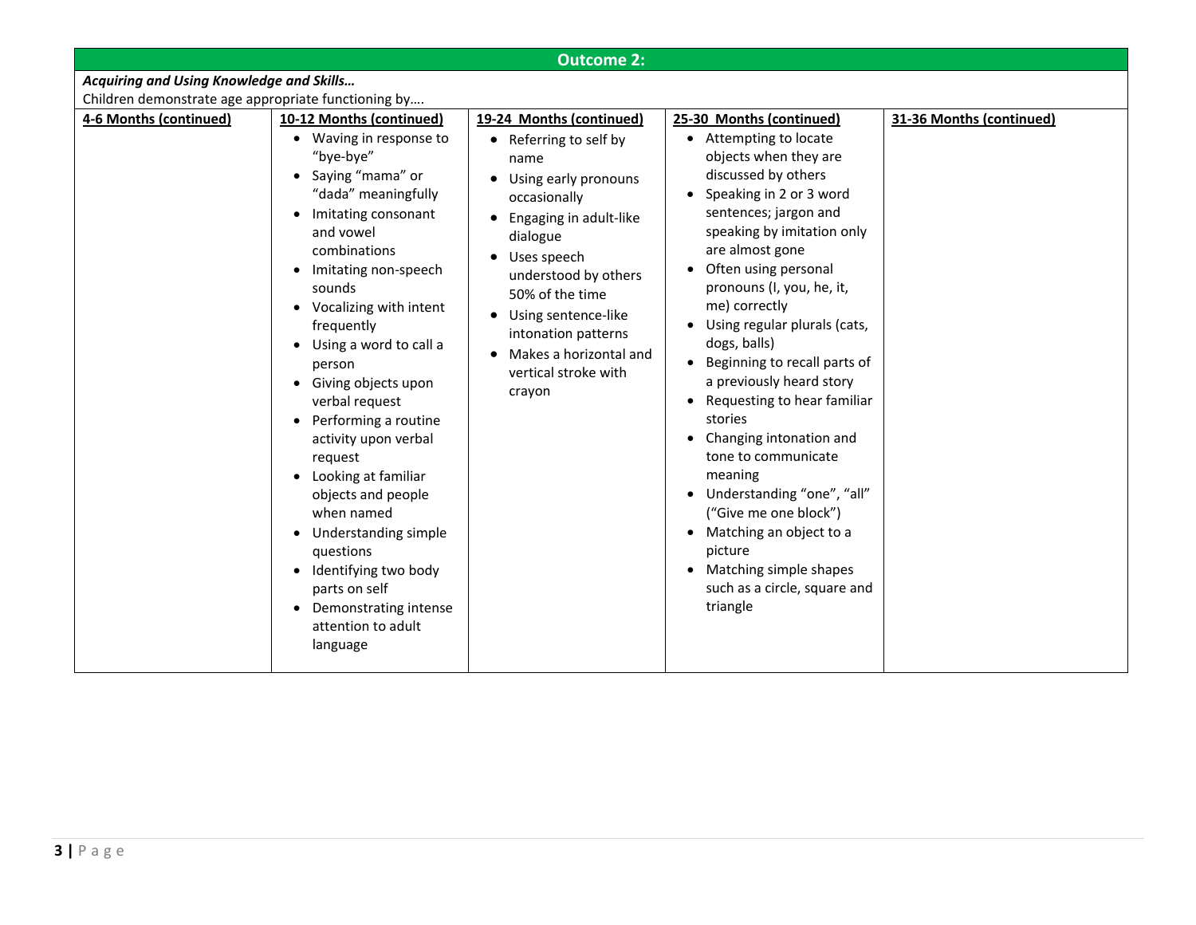## Outcome 2:

***Acquiring and Using Knowledge and Skills…***

Children demonstrate age appropriate functioning by….

| **4-6 Months (continued)** | **10-12 Months (continued)** | **19-24 Months (continued)** | **25-30 Months (continued)** | **31-36 Months (continued)** |
|---|---|---|---|---|
| | • Waving in response to "bye-bye"<br>• Saying "mama" or "dada" meaningfully<br>• Imitating consonant and vowel combinations<br>• Imitating non-speech sounds<br>• Vocalizing with intent frequently<br>• Using a word to call a person<br>• Giving objects upon verbal request<br>• Performing a routine activity upon verbal request<br>• Looking at familiar objects and people when named<br>• Understanding simple questions<br>• Identifying two body parts on self<br>• Demonstrating intense attention to adult language | • Referring to self by name<br>• Using early pronouns occasionally<br>• Engaging in adult-like dialogue<br>• Uses speech understood by others 50% of the time<br>• Using sentence-like intonation patterns<br>• Makes a horizontal and vertical stroke with crayon | • Attempting to locate objects when they are discussed by others<br>• Speaking in 2 or 3 word sentences; jargon and speaking by imitation only are almost gone<br>• Often using personal pronouns (I, you, he, it, me) correctly<br>• Using regular plurals (cats, dogs, balls)<br>• Beginning to recall parts of a previously heard story<br>• Requesting to hear familiar stories<br>• Changing intonation and tone to communicate meaning<br>• Understanding "one", "all" ("Give me one block")<br>• Matching an object to a picture<br>• Matching simple shapes such as a circle, square and triangle | |